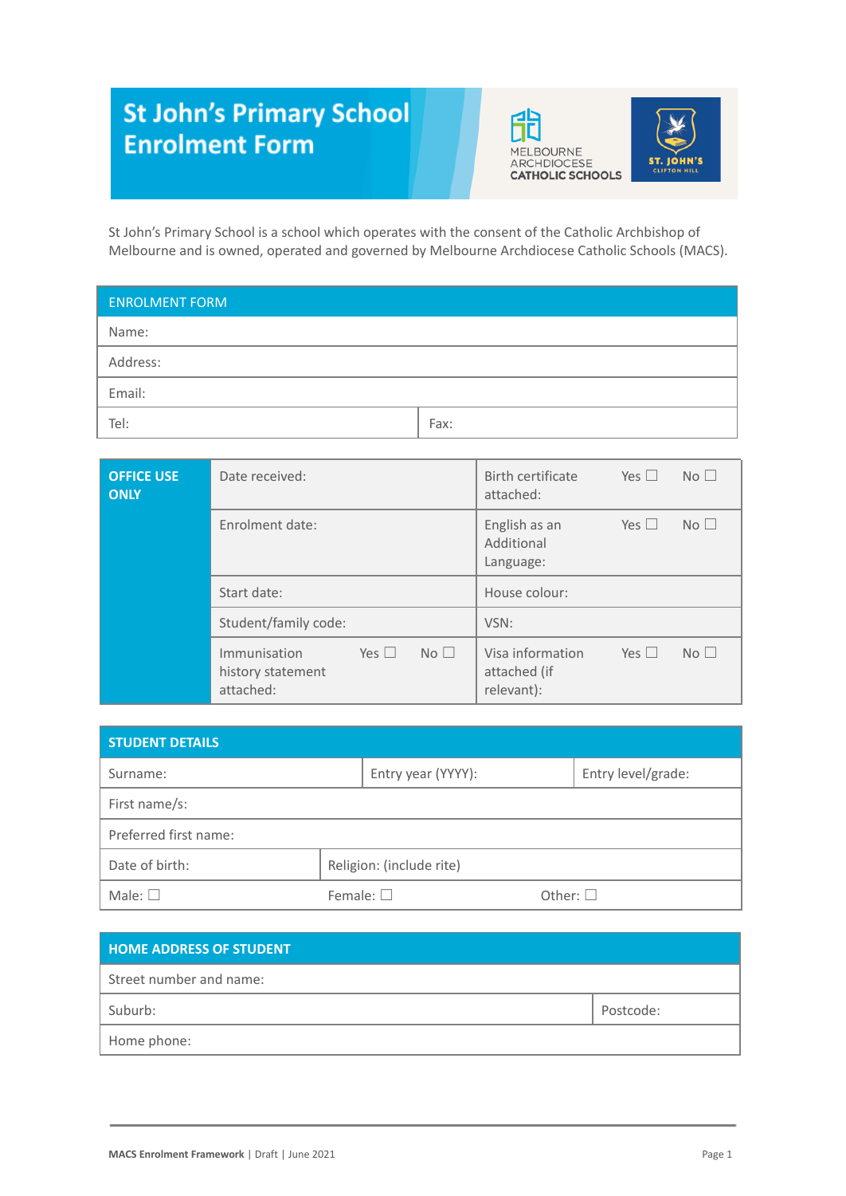# St John's Primary School Enrolment Form

MELBOURNE ARCHDIOCESE CATHOLIC SCHOOLS

ST. JOHN'S CLIFTON HILL

St John's Primary School is a school which operates with the consent of the Catholic Archbishop of Melbourne and is owned, operated and governed by Melbourne Archdiocese Catholic Schools (MACS).

| ENROLMENT FORM | |
|---|---|
| Name: | |
| Address: | |
| Email: | |
| Tel: | Fax: |

| **OFFICE USE ONLY** | | |
|---|---|---|
| | Date received: | Birth certificate attached: Yes ☐ No ☐ |
| | Enrolment date: | English as an Additional Language: Yes ☐ No ☐ |
| | Start date: | House colour: |
| | Student/family code: | VSN: |
| | Immunisation history statement attached: Yes ☐ No ☐ | Visa information attached (if relevant): Yes ☐ No ☐ |

| **STUDENT DETAILS** | | |
|---|---|---|
| Surname: | Entry year (YYYY): | Entry level/grade: |
| First name/s: | | |
| Preferred first name: | | |
| Date of birth: | Religion: (include rite) | |
| Male: ☐ | Female: ☐ | Other: ☐ |

| **HOME ADDRESS OF STUDENT** | |
|---|---|
| Street number and name: | |
| Suburb: | Postcode: |
| Home phone: | |

**MACS Enrolment Framework** | Draft | June 2021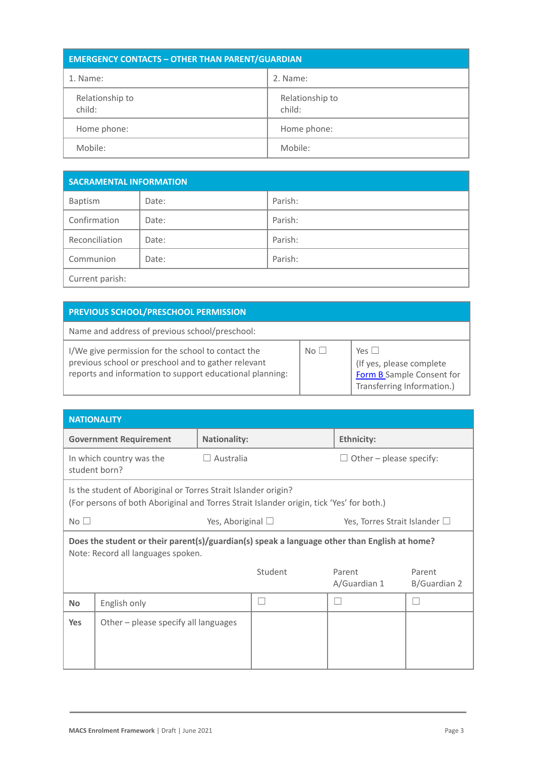| EMERGENCY CONTACTS – OTHER THAN PARENT/GUARDIAN | |
|---|---|
| 1. Name: | 2. Name: |
| Relationship to child: | Relationship to child: |
| Home phone: | Home phone: |
| Mobile: | Mobile: |

| SACRAMENTAL INFORMATION | | |
|---|---|---|
| Baptism | Date: | Parish: |
| Confirmation | Date: | Parish: |
| Reconciliation | Date: | Parish: |
| Communion | Date: | Parish: |
| Current parish: | | |

| PREVIOUS SCHOOL/PRESCHOOL PERMISSION | | |
|---|---|---|
| Name and address of previous school/preschool: | | |
| I/We give permission for the school to contact the previous school or preschool and to gather relevant reports and information to support educational planning: | No ☐ | Yes ☐ (If yes, please complete [Form B ]Sample Consent for Transferring Information.) |

| NATIONALITY | | |
|---|---|---|
| **Government Requirement** | **Nationality:** | **Ethnicity:** |
| In which country was the student born? | ☐ Australia | ☐ Other – please specify: |
| Is the student of Aboriginal or Torres Strait Islander origin? (For persons of both Aboriginal and Torres Strait Islander origin, tick 'Yes' for both.) | | |
| No ☐ | Yes, Aboriginal ☐ | Yes, Torres Strait Islander ☐ |

| **Does the student or their parent(s)/guardian(s) speak a language other than English at home?** Note: Record all languages spoken. | | Student | Parent A/Guardian 1 | Parent B/Guardian 2 |
|---|---|---|---|---|
| **No** | English only | ☐ | ☐ | ☐ |
| **Yes** | Other – please specify all languages | | | |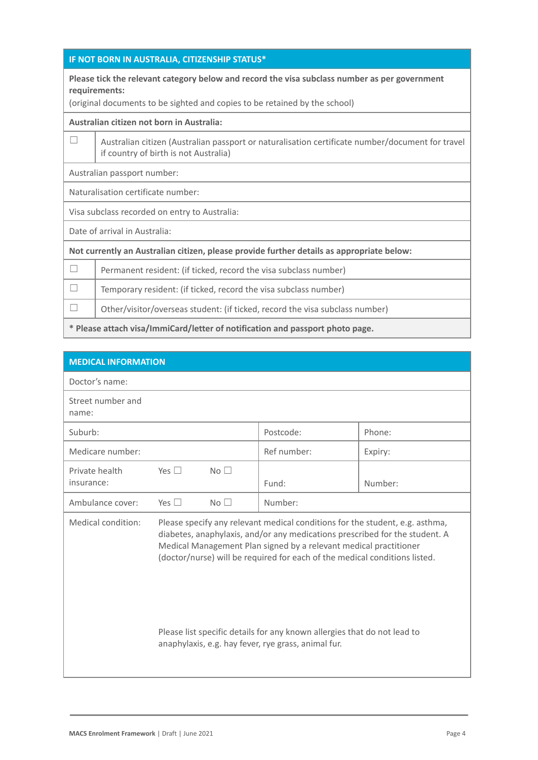| IF NOT BORN IN AUSTRALIA, CITIZENSHIP STATUS* | |
|---|---|
| **Please tick the relevant category below and record the visa subclass number as per government requirements:** (original documents to be sighted and copies to be retained by the school) | |
| **Australian citizen not born in Australia:** | |
| ☐ | Australian citizen (Australian passport or naturalisation certificate number/document for travel if country of birth is not Australia) |
| Australian passport number: | |
| Naturalisation certificate number: | |
| Visa subclass recorded on entry to Australia: | |
| Date of arrival in Australia: | |
| **Not currently an Australian citizen, please provide further details as appropriate below:** | |
| ☐ | Permanent resident: (if ticked, record the visa subclass number) |
| ☐ | Temporary resident: (if ticked, record the visa subclass number) |
| ☐ | Other/visitor/overseas student: (if ticked, record the visa subclass number) |
| **\* Please attach visa/ImmiCard/letter of notification and passport photo page.** | |

| MEDICAL INFORMATION | | | | | |
|---|---|---|---|---|---|
| Doctor's name: | | | | | |
| Street number and name: | | | | | |
| Suburb: | | | Postcode: | Phone: | |
| Medicare number: | | | Ref number: | Expiry: | |
| Private health insurance: | Yes ☐ | No ☐ | Fund: | Number: | |
| Ambulance cover: | Yes ☐ | No ☐ | Number: | | |
| Medical condition: | Please specify any relevant medical conditions for the student, e.g. asthma, diabetes, anaphylaxis, and/or any medications prescribed for the student. A Medical Management Plan signed by a relevant medical practitioner (doctor/nurse) will be required for each of the medical conditions listed.<br><br>Please list specific details for any known allergies that do not lead to anaphylaxis, e.g. hay fever, rye grass, animal fur. | | | | |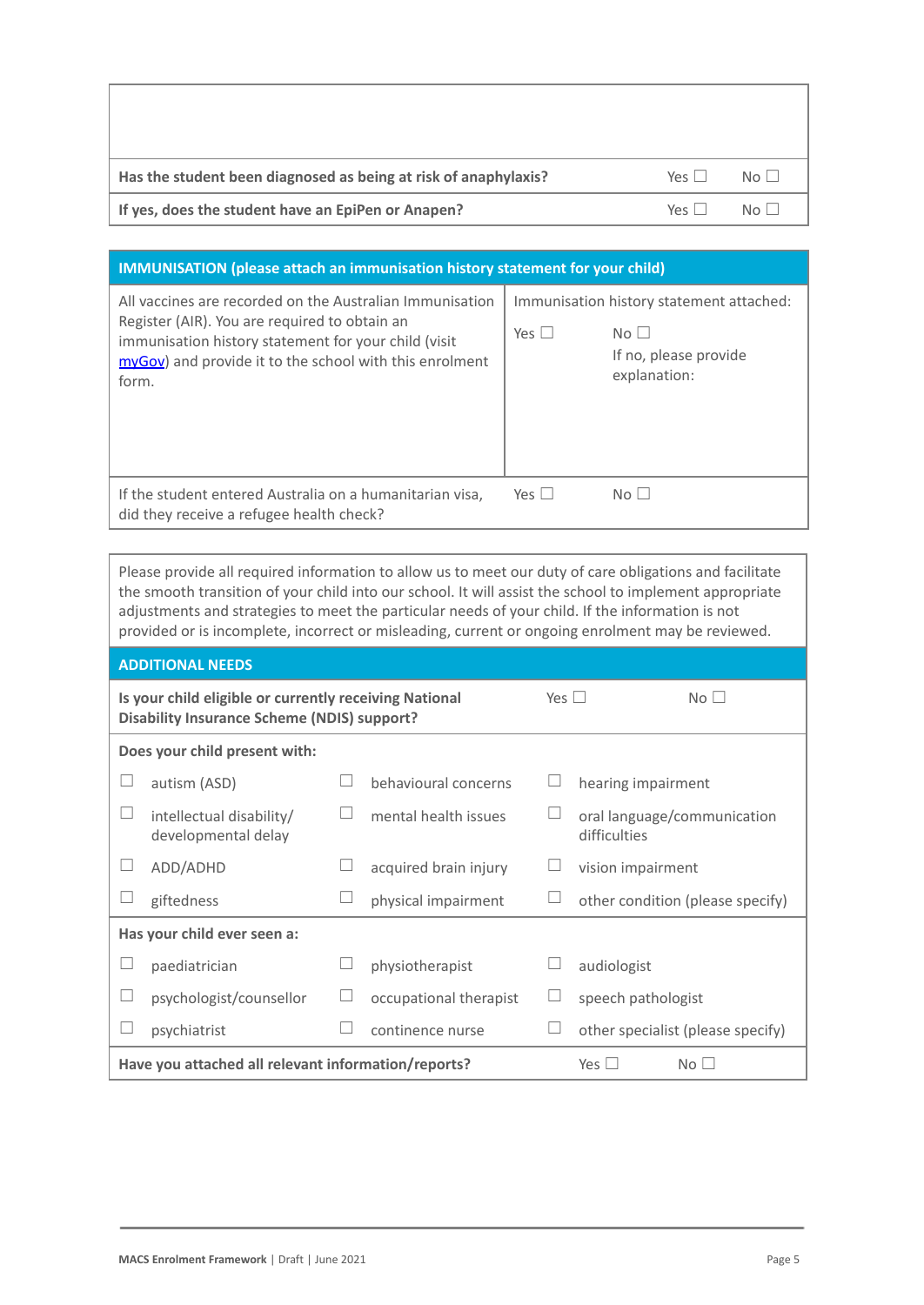| | | |
|---|---|---|
| | | |
| **Has the student been diagnosed as being at risk of anaphylaxis?** | Yes ☐ | No ☐ |
| **If yes, does the student have an EpiPen or Anapen?** | Yes ☐ | No ☐ |

| **IMMUNISATION (please attach an immunisation history statement for your child)** | | |
|---|---|---|
| All vaccines are recorded on the Australian Immunisation Register (AIR). You are required to obtain an immunisation history statement for your child (visit [myGov](myGov)) and provide it to the school with this enrolment form. | Immunisation history statement attached:<br>Yes ☐ | No ☐<br>If no, please provide explanation: |
| If the student entered Australia on a humanitarian visa, did they receive a refugee health check? | Yes ☐ | No ☐ |

Please provide all required information to allow us to meet our duty of care obligations and facilitate the smooth transition of your child into our school. It will assist the school to implement appropriate adjustments and strategies to meet the particular needs of your child. If the information is not provided or is incomplete, incorrect or misleading, current or ongoing enrolment may be reviewed.

| **ADDITIONAL NEEDS** | | |
|---|---|---|
| **Is your child eligible or currently receiving National Disability Insurance Scheme (NDIS) support?** | Yes ☐ | No ☐ |
| **Does your child present with:** | | |
| ☐ autism (ASD) | ☐ behavioural concerns | ☐ hearing impairment |
| ☐ intellectual disability/ developmental delay | ☐ mental health issues | ☐ oral language/communication difficulties |
| ☐ ADD/ADHD | ☐ acquired brain injury | ☐ vision impairment |
| ☐ giftedness | ☐ physical impairment | ☐ other condition (please specify) |
| **Has your child ever seen a:** | | |
| ☐ paediatrician | ☐ physiotherapist | ☐ audiologist |
| ☐ psychologist/counsellor | ☐ occupational therapist | ☐ speech pathologist |
| ☐ psychiatrist | ☐ continence nurse | ☐ other specialist (please specify) |
| **Have you attached all relevant information/reports?** | Yes ☐ | No ☐ |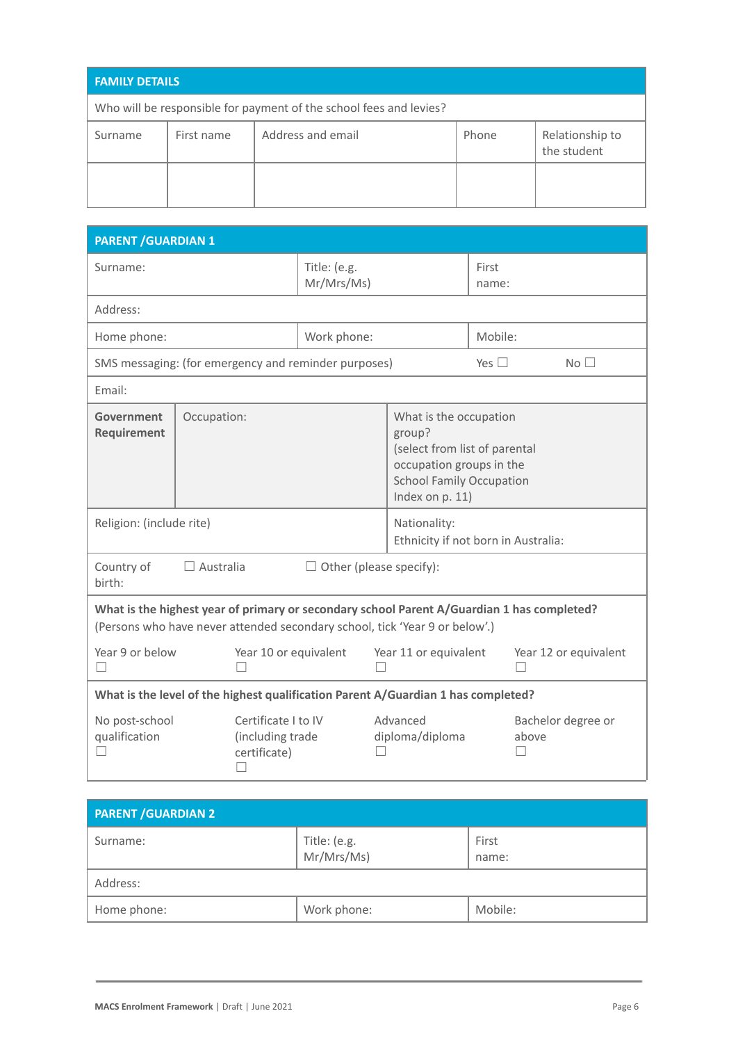| FAMILY DETAILS | | | | |
|---|---|---|---|---|
| Who will be responsible for payment of the school fees and levies? | | | | |
| Surname | First name | Address and email | Phone | Relationship to the student |
| | | | | |

| PARENT /GUARDIAN 1 | | | |
|---|---|---|---|
| Surname: | | Title: (e.g. Mr/Mrs/Ms) | First name: |
| Address: | | | |
| Home phone: | | Work phone: | Mobile: |
| SMS messaging: (for emergency and reminder purposes) | | Yes ☐ | No ☐ |
| Email: | | | |
| **Government Requirement** | Occupation: | What is the occupation group? (select from list of parental occupation groups in the School Family Occupation Index on p. 11) | |
| Religion: (include rite) | | Nationality: Ethnicity if not born in Australia: | |
| Country of birth: | ☐ Australia | ☐ Other (please specify): | |
| **What is the highest year of primary or secondary school Parent A/Guardian 1 has completed?** (Persons who have never attended secondary school, tick 'Year 9 or below'.) | | | |
| Year 9 or below ☐ | Year 10 or equivalent ☐ | Year 11 or equivalent ☐ | Year 12 or equivalent ☐ |
| **What is the level of the highest qualification Parent A/Guardian 1 has completed?** | | | |
| No post-school qualification ☐ | Certificate I to IV (including trade certificate) ☐ | Advanced diploma/diploma ☐ | Bachelor degree or above ☐ |

| PARENT /GUARDIAN 2 | | |
|---|---|---|
| Surname: | Title: (e.g. Mr/Mrs/Ms) | First name: |
| Address: | | |
| Home phone: | Work phone: | Mobile: |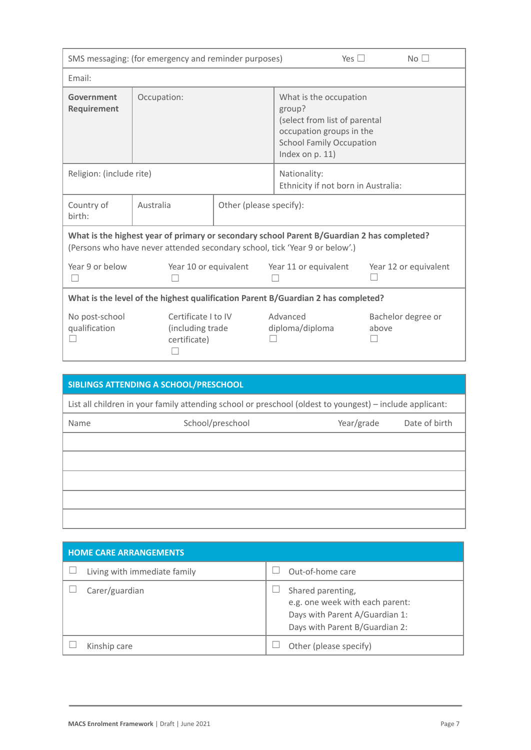| SMS messaging: (for emergency and reminder purposes) | | Yes ☐ | No ☐ |
|---|---|---|---|
| Email: | | | |
| **Government Requirement** | Occupation: | What is the occupation group? (select from list of parental occupation groups in the School Family Occupation Index on p. 11) | |
| Religion: (include rite) | | Nationality: Ethnicity if not born in Australia: | |
| Country of birth: | Australia | Other (please specify): | |

| **What is the highest year of primary or secondary school Parent B/Guardian 2 has completed?** (Persons who have never attended secondary school, tick 'Year 9 or below'.) | | | |
|---|---|---|---|
| Year 9 or below ☐ | Year 10 or equivalent ☐ | Year 11 or equivalent ☐ | Year 12 or equivalent ☐ |

| **What is the level of the highest qualification Parent B/Guardian 2 has completed?** | | | |
|---|---|---|---|
| No post-school qualification ☐ | Certificate I to IV (including trade certificate) ☐ | Advanced diploma/diploma ☐ | Bachelor degree or above ☐ |

| **SIBLINGS ATTENDING A SCHOOL/PRESCHOOL** | | | |
|---|---|---|---|
| List all children in your family attending school or preschool (oldest to youngest) – include applicant: | | | |
| Name | School/preschool | Year/grade | Date of birth |
| | | | |
| | | | |
| | | | |
| | | | |
| | | | |

| **HOME CARE ARRANGEMENTS** | |
|---|---|
| ☐ Living with immediate family | ☐ Out-of-home care |
| ☐ Carer/guardian | ☐ Shared parenting, e.g. one week with each parent: Days with Parent A/Guardian 1: Days with Parent B/Guardian 2: |
| ☐ Kinship care | ☐ Other (please specify) |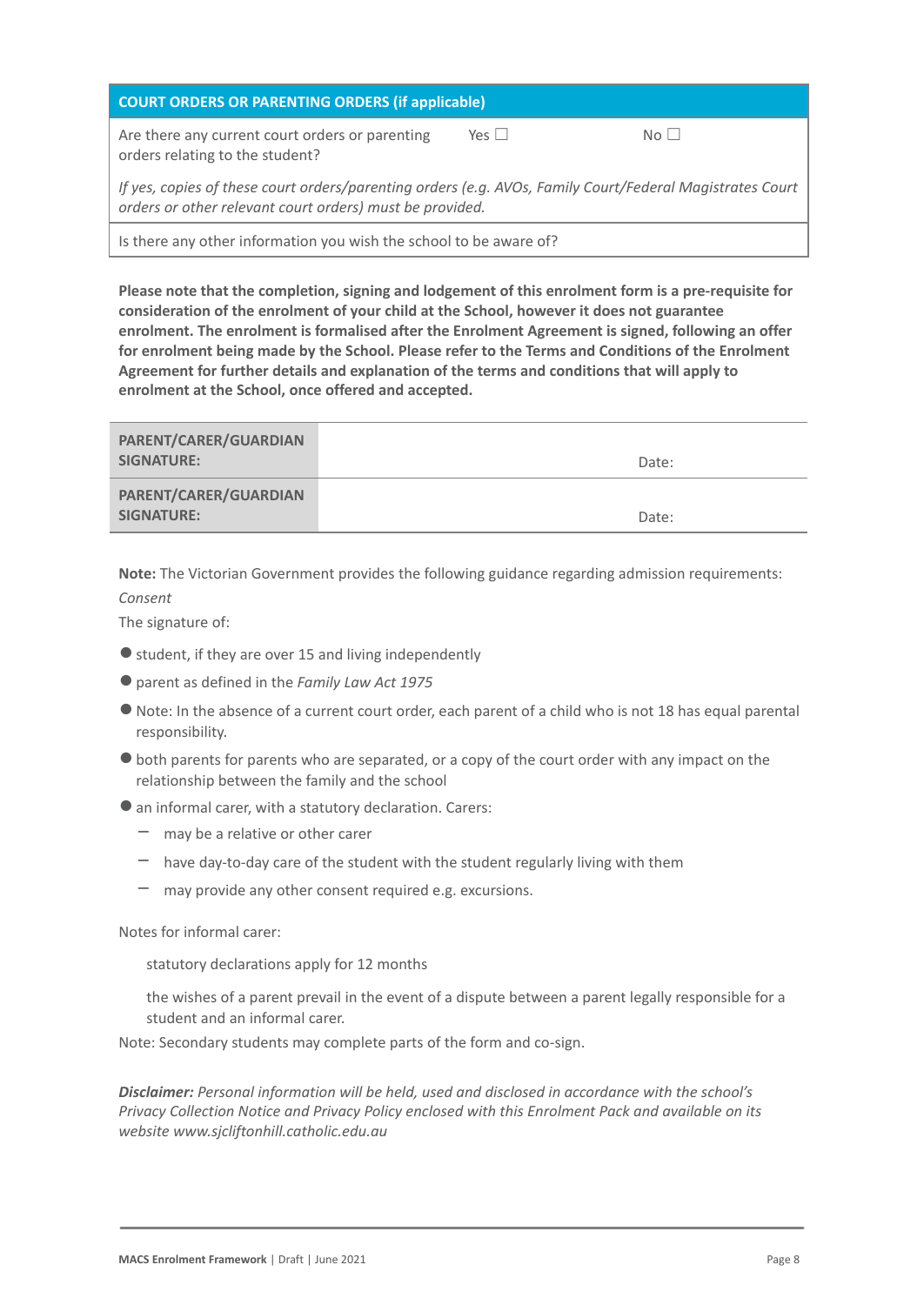| COURT ORDERS OR PARENTING ORDERS (if applicable) | | |
|---|---|---|
| Are there any current court orders or parenting orders relating to the student? | Yes ☐ | No ☐ |
| *If yes, copies of these court orders/parenting orders (e.g. AVOs, Family Court/Federal Magistrates Court orders or other relevant court orders) must be provided.* | | |
| Is there any other information you wish the school to be aware of? | | |

**Please note that the completion, signing and lodgement of this enrolment form is a pre-requisite for consideration of the enrolment of your child at the School, however it does not guarantee enrolment. The enrolment is formalised after the Enrolment Agreement is signed, following an offer for enrolment being made by the School. Please refer to the Terms and Conditions of the Enrolment Agreement for further details and explanation of the terms and conditions that will apply to enrolment at the School, once offered and accepted.**

| | | |
|---|---|---|
| **PARENT/CARER/GUARDIAN SIGNATURE:** | | Date: |
| **PARENT/CARER/GUARDIAN SIGNATURE:** | | Date: |

**Note:** The Victorian Government provides the following guidance regarding admission requirements:

*Consent*

The signature of:

- student, if they are over 15 and living independently
- parent as defined in the *Family Law Act 1975*
- Note: In the absence of a current court order, each parent of a child who is not 18 has equal parental responsibility.
- both parents for parents who are separated, or a copy of the court order with any impact on the relationship between the family and the school
- an informal carer, with a statutory declaration. Carers:
  - may be a relative or other carer
  - have day-to-day care of the student with the student regularly living with them
  - may provide any other consent required e.g. excursions.

Notes for informal carer:

statutory declarations apply for 12 months

the wishes of a parent prevail in the event of a dispute between a parent legally responsible for a student and an informal carer.

Note: Secondary students may complete parts of the form and co-sign.

***Disclaimer:*** *Personal information will be held, used and disclosed in accordance with the school's Privacy Collection Notice and Privacy Policy enclosed with this Enrolment Pack and available on its website www.sjcliftonhill.catholic.edu.au*